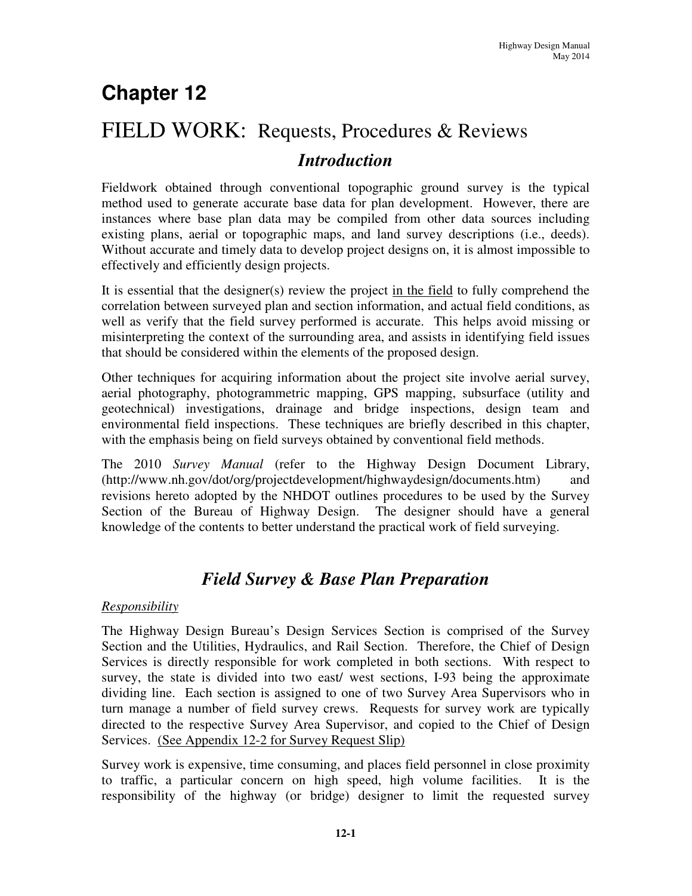# Chapter 12

# FIELD WORK: Requests, Procedures & Reviews

## *Introduction*

Fieldwork obtained through conventional topographic ground survey is the typical method used to generate accurate base data for plan development. However, there are instances where base plan data may be compiled from other data sources including existing plans, aerial or topographic maps, and land survey descriptions (i.e., deeds). Without accurate and timely data to develop project designs on, it is almost impossible to effectively and efficiently design projects.

It is essential that the designer(s) review the project <u>in the field</u> to fully comprehend the correlation between surveyed plan and section information, and actual field conditions, as well as verify that the field survey performed is accurate. This helps avoid missing or misinterpreting the context of the surrounding area, and assists in identifying field issues that should be considered within the elements of the proposed design.

Other techniques for acquiring information about the project site involve aerial survey, aerial photography, photogrammetric mapping, GPS mapping, subsurface (utility and geotechnical) investigations, drainage and bridge inspections, design team and environmental field inspections. These techniques are briefly described in this chapter, with the emphasis being on field surveys obtained by conventional field methods.

The 2010 *Survey Manual* (refer to the Highway Design Document Library, (http://www.nh.gov/dot/org/projectdevelopment/highwaydesign/documents.htm) and revisions hereto adopted by the NHDOT outlines procedures to be used by the Survey Section of the Bureau of Highway Design. The designer should have a general knowledge of the contents to better understand the practical work of field surveying.

## *Field Survey & Base Plan Preparation*

### *Responsibility*

The Highway Design Bureau's Design Services Section is comprised of the Survey Section and the Utilities, Hydraulics, and Rail Section. Therefore, the Chief of Design Services is directly responsible for work completed in both sections. With respect to survey, the state is divided into two east/ west sections, I-93 being the approximate dividing line. Each section is assigned to one of two Survey Area Supervisors who in turn manage a number of field survey crews. Requests for survey work are typically directed to the respective Survey Area Supervisor, and copied to the Chief of Design Services. <u>(See Appendix 12-2 for Survey Request Slip)</u>

Survey work is expensive, time consuming, and places field personnel in close proximity to traffic, a particular concern on high speed, high volume facilities. It is the responsibility of the highway (or bridge) designer to limit the requested survey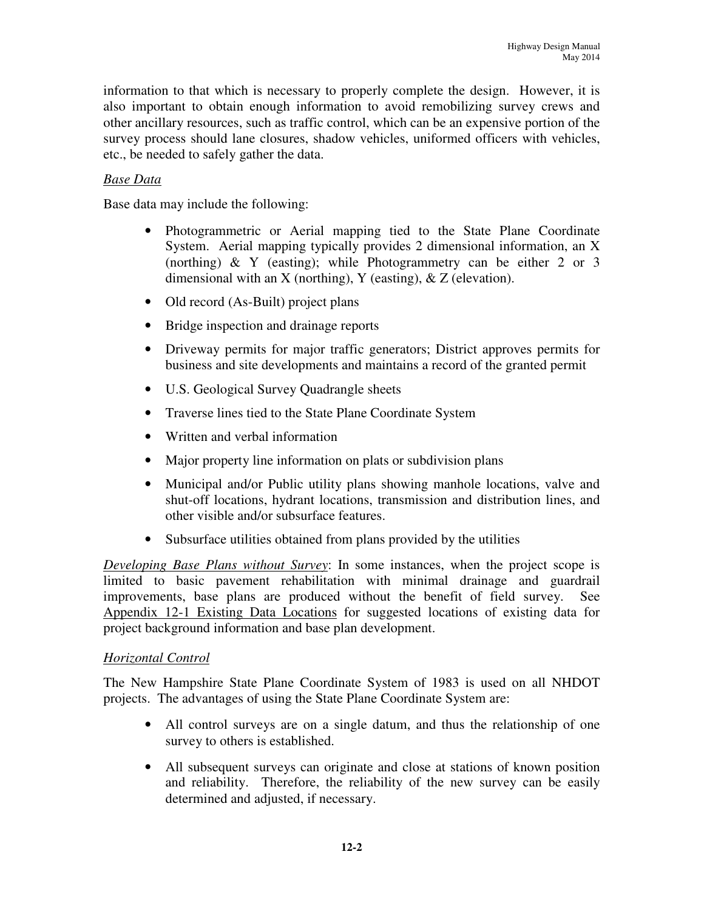information to that which is necessary to properly complete the design. However, it is also important to obtain enough information to avoid remobilizing survey crews and other ancillary resources, such as traffic control, which can be an expensive portion of the survey process should lane closures, shadow vehicles, uniformed officers with vehicles, etc., be needed to safely gather the data.

*Base Data*

Base data may include the following:

- Photogrammetric or Aerial mapping tied to the State Plane Coordinate System. Aerial mapping typically provides 2 dimensional information, an X (northing) & Y (easting); while Photogrammetry can be either 2 or 3 dimensional with an X (northing), Y (easting), & Z (elevation).
- Old record (As-Built) project plans
- Bridge inspection and drainage reports
- Driveway permits for major traffic generators; District approves permits for business and site developments and maintains a record of the granted permit
- U.S. Geological Survey Quadrangle sheets
- Traverse lines tied to the State Plane Coordinate System
- Written and verbal information
- Major property line information on plats or subdivision plans
- Municipal and/or Public utility plans showing manhole locations, valve and shut-off locations, hydrant locations, transmission and distribution lines, and other visible and/or subsurface features.
- Subsurface utilities obtained from plans provided by the utilities

*Developing Base Plans without Survey*: In some instances, when the project scope is limited to basic pavement rehabilitation with minimal drainage and guardrail improvements, base plans are produced without the benefit of field survey. See Appendix 12-1 Existing Data Locations for suggested locations of existing data for project background information and base plan development.

*Horizontal Control*

The New Hampshire State Plane Coordinate System of 1983 is used on all NHDOT projects. The advantages of using the State Plane Coordinate System are:

- All control surveys are on a single datum, and thus the relationship of one survey to others is established.
- All subsequent surveys can originate and close at stations of known position and reliability. Therefore, the reliability of the new survey can be easily determined and adjusted, if necessary.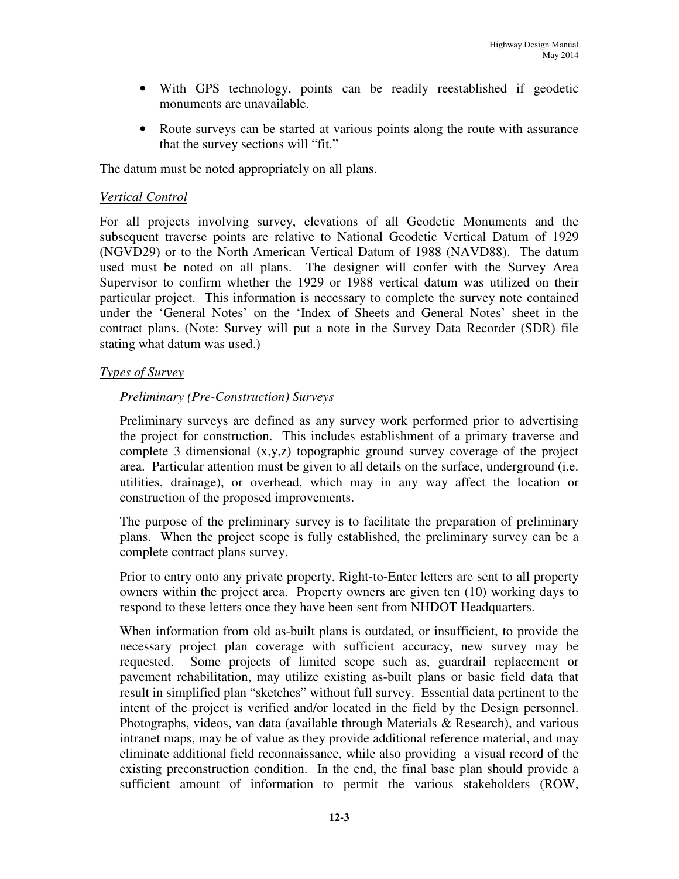- With GPS technology, points can be readily reestablished if geodetic monuments are unavailable.
- Route surveys can be started at various points along the route with assurance that the survey sections will "fit."

The datum must be noted appropriately on all plans.

*Vertical Control*

For all projects involving survey, elevations of all Geodetic Monuments and the subsequent traverse points are relative to National Geodetic Vertical Datum of 1929 (NGVD29) or to the North American Vertical Datum of 1988 (NAVD88). The datum used must be noted on all plans. The designer will confer with the Survey Area Supervisor to confirm whether the 1929 or 1988 vertical datum was utilized on their particular project. This information is necessary to complete the survey note contained under the 'General Notes' on the 'Index of Sheets and General Notes' sheet in the contract plans. (Note: Survey will put a note in the Survey Data Recorder (SDR) file stating what datum was used.)

*Types of Survey*

*Preliminary (Pre-Construction) Surveys*

Preliminary surveys are defined as any survey work performed prior to advertising the project for construction. This includes establishment of a primary traverse and complete 3 dimensional (x,y,z) topographic ground survey coverage of the project area. Particular attention must be given to all details on the surface, underground (i.e. utilities, drainage), or overhead, which may in any way affect the location or construction of the proposed improvements.

The purpose of the preliminary survey is to facilitate the preparation of preliminary plans. When the project scope is fully established, the preliminary survey can be a complete contract plans survey.

Prior to entry onto any private property, Right-to-Enter letters are sent to all property owners within the project area. Property owners are given ten (10) working days to respond to these letters once they have been sent from NHDOT Headquarters.

When information from old as-built plans is outdated, or insufficient, to provide the necessary project plan coverage with sufficient accuracy, new survey may be requested. Some projects of limited scope such as, guardrail replacement or pavement rehabilitation, may utilize existing as-built plans or basic field data that result in simplified plan "sketches" without full survey. Essential data pertinent to the intent of the project is verified and/or located in the field by the Design personnel. Photographs, videos, van data (available through Materials & Research), and various intranet maps, may be of value as they provide additional reference material, and may eliminate additional field reconnaissance, while also providing a visual record of the existing preconstruction condition. In the end, the final base plan should provide a sufficient amount of information to permit the various stakeholders (ROW,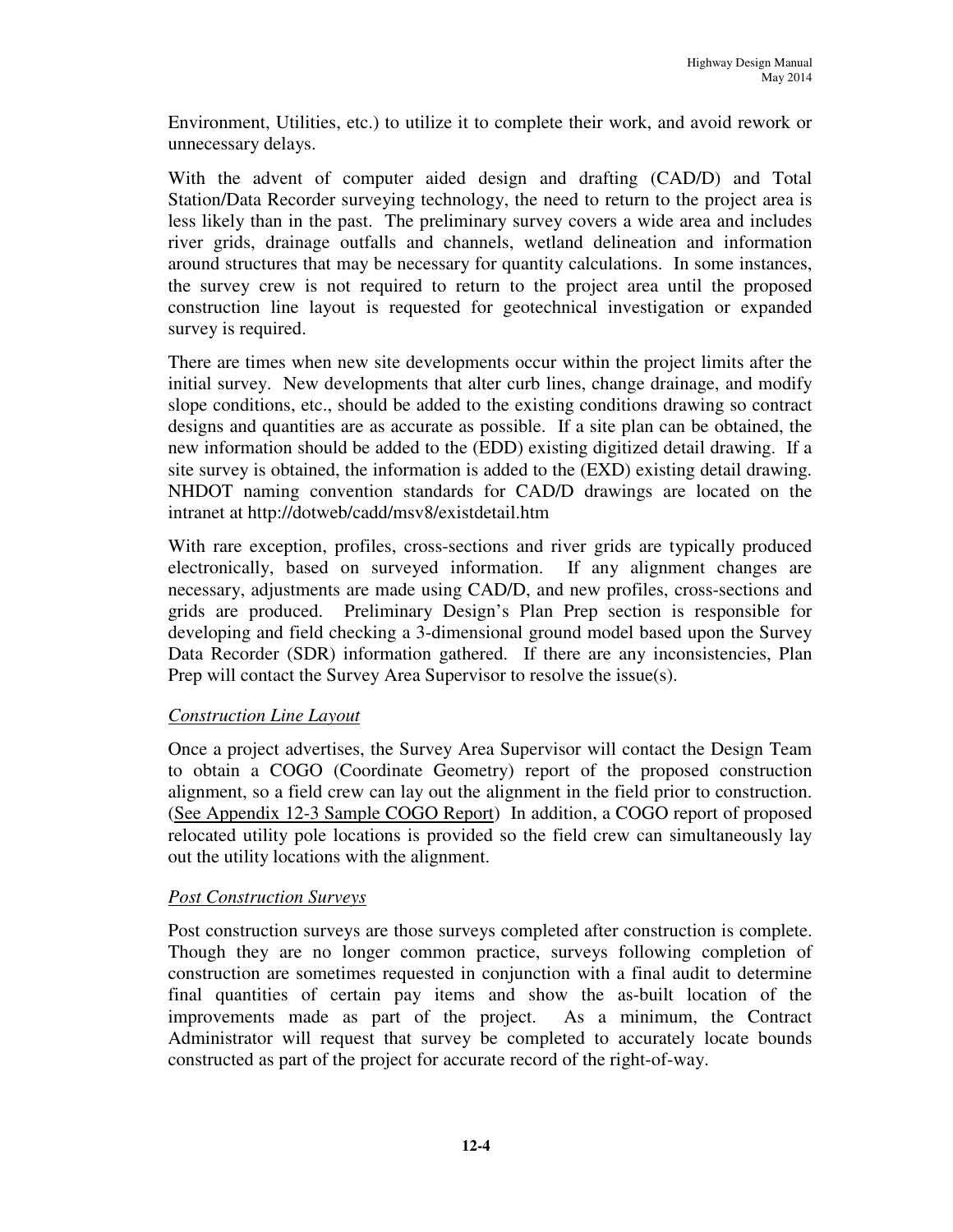Environment, Utilities, etc.) to utilize it to complete their work, and avoid rework or unnecessary delays.

With the advent of computer aided design and drafting (CAD/D) and Total Station/Data Recorder surveying technology, the need to return to the project area is less likely than in the past. The preliminary survey covers a wide area and includes river grids, drainage outfalls and channels, wetland delineation and information around structures that may be necessary for quantity calculations. In some instances, the survey crew is not required to return to the project area until the proposed construction line layout is requested for geotechnical investigation or expanded survey is required.

There are times when new site developments occur within the project limits after the initial survey. New developments that alter curb lines, change drainage, and modify slope conditions, etc., should be added to the existing conditions drawing so contract designs and quantities are as accurate as possible. If a site plan can be obtained, the new information should be added to the (EDD) existing digitized detail drawing. If a site survey is obtained, the information is added to the (EXD) existing detail drawing. NHDOT naming convention standards for CAD/D drawings are located on the intranet at http://dotweb/cadd/msv8/existdetail.htm

With rare exception, profiles, cross-sections and river grids are typically produced electronically, based on surveyed information. If any alignment changes are necessary, adjustments are made using CAD/D, and new profiles, cross-sections and grids are produced. Preliminary Design's Plan Prep section is responsible for developing and field checking a 3-dimensional ground model based upon the Survey Data Recorder (SDR) information gathered. If there are any inconsistencies, Plan Prep will contact the Survey Area Supervisor to resolve the issue(s).

*Construction Line Layout*

Once a project advertises, the Survey Area Supervisor will contact the Design Team to obtain a COGO (Coordinate Geometry) report of the proposed construction alignment, so a field crew can lay out the alignment in the field prior to construction. (See Appendix 12-3 Sample COGO Report) In addition, a COGO report of proposed relocated utility pole locations is provided so the field crew can simultaneously lay out the utility locations with the alignment.

*Post Construction Surveys*

Post construction surveys are those surveys completed after construction is complete. Though they are no longer common practice, surveys following completion of construction are sometimes requested in conjunction with a final audit to determine final quantities of certain pay items and show the as-built location of the improvements made as part of the project. As a minimum, the Contract Administrator will request that survey be completed to accurately locate bounds constructed as part of the project for accurate record of the right-of-way.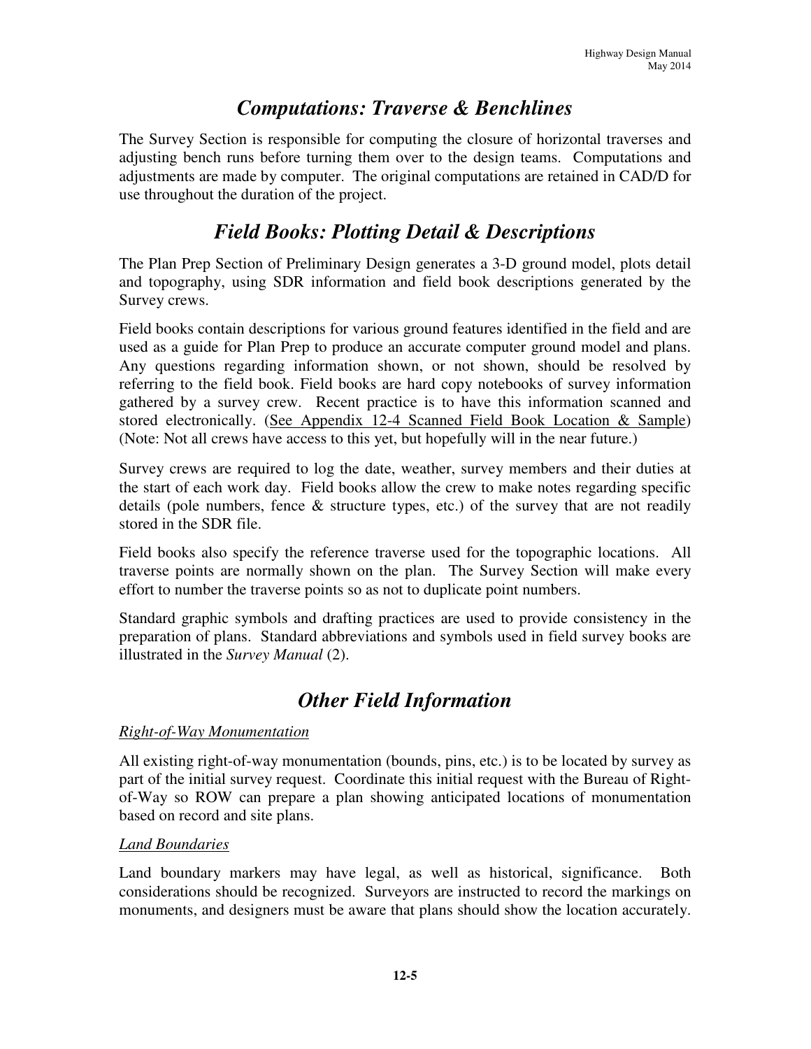## *Computations: Traverse & Benchlines*

The Survey Section is responsible for computing the closure of horizontal traverses and adjusting bench runs before turning them over to the design teams. Computations and adjustments are made by computer. The original computations are retained in CAD/D for use throughout the duration of the project.

## *Field Books: Plotting Detail & Descriptions*

The Plan Prep Section of Preliminary Design generates a 3-D ground model, plots detail and topography, using SDR information and field book descriptions generated by the Survey crews.

Field books contain descriptions for various ground features identified in the field and are used as a guide for Plan Prep to produce an accurate computer ground model and plans. Any questions regarding information shown, or not shown, should be resolved by referring to the field book. Field books are hard copy notebooks of survey information gathered by a survey crew. Recent practice is to have this information scanned and stored electronically. (See Appendix 12-4 Scanned Field Book Location & Sample) (Note: Not all crews have access to this yet, but hopefully will in the near future.)

Survey crews are required to log the date, weather, survey members and their duties at the start of each work day. Field books allow the crew to make notes regarding specific details (pole numbers, fence & structure types, etc.) of the survey that are not readily stored in the SDR file.

Field books also specify the reference traverse used for the topographic locations. All traverse points are normally shown on the plan. The Survey Section will make every effort to number the traverse points so as not to duplicate point numbers.

Standard graphic symbols and drafting practices are used to provide consistency in the preparation of plans. Standard abbreviations and symbols used in field survey books are illustrated in the *Survey Manual* (2).

## *Other Field Information*

### *Right-of-Way Monumentation*

All existing right-of-way monumentation (bounds, pins, etc.) is to be located by survey as part of the initial survey request. Coordinate this initial request with the Bureau of Right-of-Way so ROW can prepare a plan showing anticipated locations of monumentation based on record and site plans.

### *Land Boundaries*

Land boundary markers may have legal, as well as historical, significance. Both considerations should be recognized. Surveyors are instructed to record the markings on monuments, and designers must be aware that plans should show the location accurately.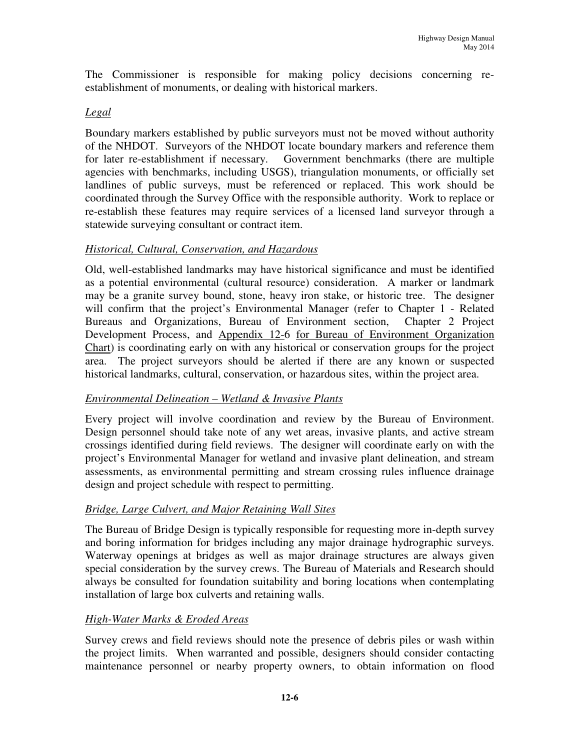The Commissioner is responsible for making policy decisions concerning re-establishment of monuments, or dealing with historical markers.

*Legal*

Boundary markers established by public surveyors must not be moved without authority of the NHDOT. Surveyors of the NHDOT locate boundary markers and reference them for later re-establishment if necessary. Government benchmarks (there are multiple agencies with benchmarks, including USGS), triangulation monuments, or officially set landlines of public surveys, must be referenced or replaced. This work should be coordinated through the Survey Office with the responsible authority. Work to replace or re-establish these features may require services of a licensed land surveyor through a statewide surveying consultant or contract item.

*Historical, Cultural, Conservation, and Hazardous*

Old, well-established landmarks may have historical significance and must be identified as a potential environmental (cultural resource) consideration. A marker or landmark may be a granite survey bound, stone, heavy iron stake, or historic tree. The designer will confirm that the project's Environmental Manager (refer to Chapter 1 - Related Bureaus and Organizations, Bureau of Environment section, Chapter 2 Project Development Process, and Appendix 12-6 for Bureau of Environment Organization Chart) is coordinating early on with any historical or conservation groups for the project area. The project surveyors should be alerted if there are any known or suspected historical landmarks, cultural, conservation, or hazardous sites, within the project area.

*Environmental Delineation – Wetland & Invasive Plants*

Every project will involve coordination and review by the Bureau of Environment. Design personnel should take note of any wet areas, invasive plants, and active stream crossings identified during field reviews. The designer will coordinate early on with the project's Environmental Manager for wetland and invasive plant delineation, and stream assessments, as environmental permitting and stream crossing rules influence drainage design and project schedule with respect to permitting.

*Bridge, Large Culvert, and Major Retaining Wall Sites*

The Bureau of Bridge Design is typically responsible for requesting more in-depth survey and boring information for bridges including any major drainage hydrographic surveys. Waterway openings at bridges as well as major drainage structures are always given special consideration by the survey crews. The Bureau of Materials and Research should always be consulted for foundation suitability and boring locations when contemplating installation of large box culverts and retaining walls.

*High-Water Marks & Eroded Areas*

Survey crews and field reviews should note the presence of debris piles or wash within the project limits. When warranted and possible, designers should consider contacting maintenance personnel or nearby property owners, to obtain information on flood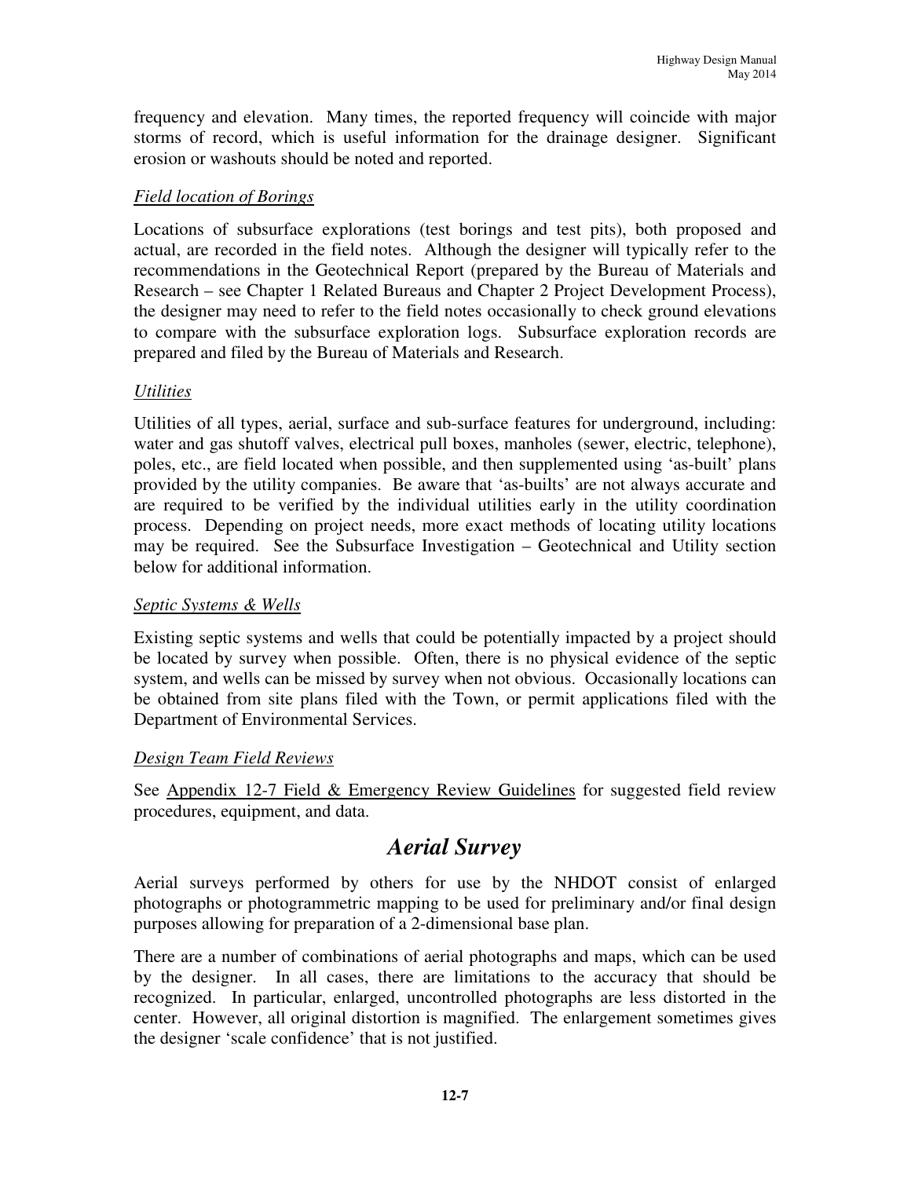frequency and elevation. Many times, the reported frequency will coincide with major storms of record, which is useful information for the drainage designer. Significant erosion or washouts should be noted and reported.

*Field location of Borings*

Locations of subsurface explorations (test borings and test pits), both proposed and actual, are recorded in the field notes. Although the designer will typically refer to the recommendations in the Geotechnical Report (prepared by the Bureau of Materials and Research – see Chapter 1 Related Bureaus and Chapter 2 Project Development Process), the designer may need to refer to the field notes occasionally to check ground elevations to compare with the subsurface exploration logs. Subsurface exploration records are prepared and filed by the Bureau of Materials and Research.

*Utilities*

Utilities of all types, aerial, surface and sub-surface features for underground, including: water and gas shutoff valves, electrical pull boxes, manholes (sewer, electric, telephone), poles, etc., are field located when possible, and then supplemented using 'as-built' plans provided by the utility companies. Be aware that 'as-builts' are not always accurate and are required to be verified by the individual utilities early in the utility coordination process. Depending on project needs, more exact methods of locating utility locations may be required. See the Subsurface Investigation – Geotechnical and Utility section below for additional information.

*Septic Systems & Wells*

Existing septic systems and wells that could be potentially impacted by a project should be located by survey when possible. Often, there is no physical evidence of the septic system, and wells can be missed by survey when not obvious. Occasionally locations can be obtained from site plans filed with the Town, or permit applications filed with the Department of Environmental Services.

*Design Team Field Reviews*

See Appendix 12-7 Field & Emergency Review Guidelines for suggested field review procedures, equipment, and data.

## *Aerial Survey*

Aerial surveys performed by others for use by the NHDOT consist of enlarged photographs or photogrammetric mapping to be used for preliminary and/or final design purposes allowing for preparation of a 2-dimensional base plan.

There are a number of combinations of aerial photographs and maps, which can be used by the designer. In all cases, there are limitations to the accuracy that should be recognized. In particular, enlarged, uncontrolled photographs are less distorted in the center. However, all original distortion is magnified. The enlargement sometimes gives the designer 'scale confidence' that is not justified.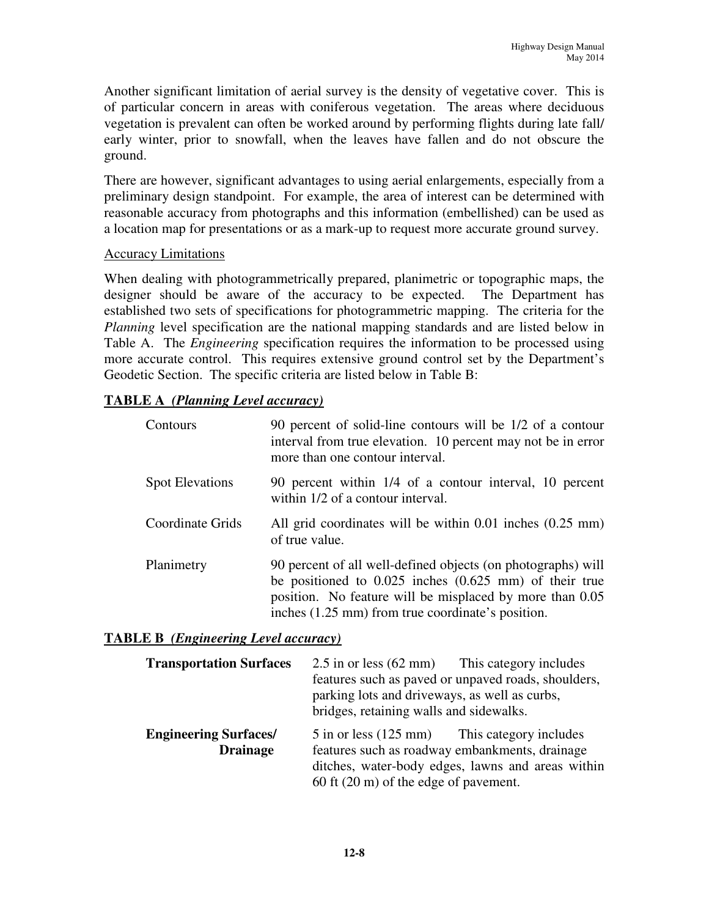Another significant limitation of aerial survey is the density of vegetative cover. This is of particular concern in areas with coniferous vegetation. The areas where deciduous vegetation is prevalent can often be worked around by performing flights during late fall/ early winter, prior to snowfall, when the leaves have fallen and do not obscure the ground.

There are however, significant advantages to using aerial enlargements, especially from a preliminary design standpoint. For example, the area of interest can be determined with reasonable accuracy from photographs and this information (embellished) can be used as a location map for presentations or as a mark-up to request more accurate ground survey.

<u>Accuracy Limitations</u>

When dealing with photogrammetrically prepared, planimetric or topographic maps, the designer should be aware of the accuracy to be expected. The Department has established two sets of specifications for photogrammetric mapping. The criteria for the *Planning* level specification are the national mapping standards and are listed below in Table A. The *Engineering* specification requires the information to be processed using more accurate control. This requires extensive ground control set by the Department's Geodetic Section. The specific criteria are listed below in Table B:

**<u>TABLE A *(Planning Level accuracy)*</u>**

| | |
|---|---|
| Contours | 90 percent of solid-line contours will be 1/2 of a contour interval from true elevation. 10 percent may not be in error more than one contour interval. |
| Spot Elevations | 90 percent within 1/4 of a contour interval, 10 percent within 1/2 of a contour interval. |
| Coordinate Grids | All grid coordinates will be within 0.01 inches (0.25 mm) of true value. |
| Planimetry | 90 percent of all well-defined objects (on photographs) will be positioned to 0.025 inches (0.625 mm) of their true position. No feature will be misplaced by more than 0.05 inches (1.25 mm) from true coordinate's position. |

**<u>TABLE B *(Engineering Level accuracy)*</u>**

| | |
|---|---|
| **Transportation Surfaces** | 2.5 in or less (62 mm) This category includes features such as paved or unpaved roads, shoulders, parking lots and driveways, as well as curbs, bridges, retaining walls and sidewalks. |
| **Engineering Surfaces/ Drainage** | 5 in or less (125 mm) This category includes features such as roadway embankments, drainage ditches, water-body edges, lawns and areas within 60 ft (20 m) of the edge of pavement. |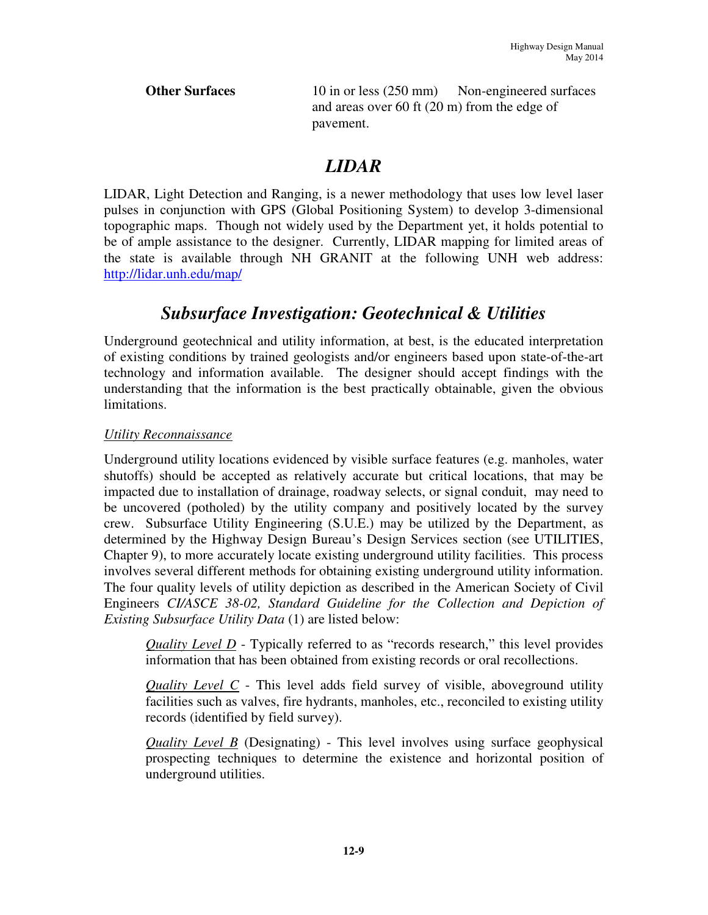**Other Surfaces** 10 in or less (250 mm) Non-engineered surfaces and areas over 60 ft (20 m) from the edge of pavement.

## *LIDAR*

LIDAR, Light Detection and Ranging, is a newer methodology that uses low level laser pulses in conjunction with GPS (Global Positioning System) to develop 3-dimensional topographic maps. Though not widely used by the Department yet, it holds potential to be of ample assistance to the designer. Currently, LIDAR mapping for limited areas of the state is available through NH GRANIT at the following UNH web address: http://lidar.unh.edu/map/

## *Subsurface Investigation: Geotechnical & Utilities*

Underground geotechnical and utility information, at best, is the educated interpretation of existing conditions by trained geologists and/or engineers based upon state-of-the-art technology and information available. The designer should accept findings with the understanding that the information is the best practically obtainable, given the obvious limitations.

*Utility Reconnaissance*

Underground utility locations evidenced by visible surface features (e.g. manholes, water shutoffs) should be accepted as relatively accurate but critical locations, that may be impacted due to installation of drainage, roadway selects, or signal conduit, may need to be uncovered (potholed) by the utility company and positively located by the survey crew. Subsurface Utility Engineering (S.U.E.) may be utilized by the Department, as determined by the Highway Design Bureau's Design Services section (see UTILITIES, Chapter 9), to more accurately locate existing underground utility facilities. This process involves several different methods for obtaining existing underground utility information. The four quality levels of utility depiction as described in the American Society of Civil Engineers *CI/ASCE 38-02, Standard Guideline for the Collection and Depiction of Existing Subsurface Utility Data* (1) are listed below:

> *Quality Level D* - Typically referred to as "records research," this level provides information that has been obtained from existing records or oral recollections.
>
> *Quality Level C* - This level adds field survey of visible, aboveground utility facilities such as valves, fire hydrants, manholes, etc., reconciled to existing utility records (identified by field survey).
>
> *Quality Level B* (Designating) - This level involves using surface geophysical prospecting techniques to determine the existence and horizontal position of underground utilities.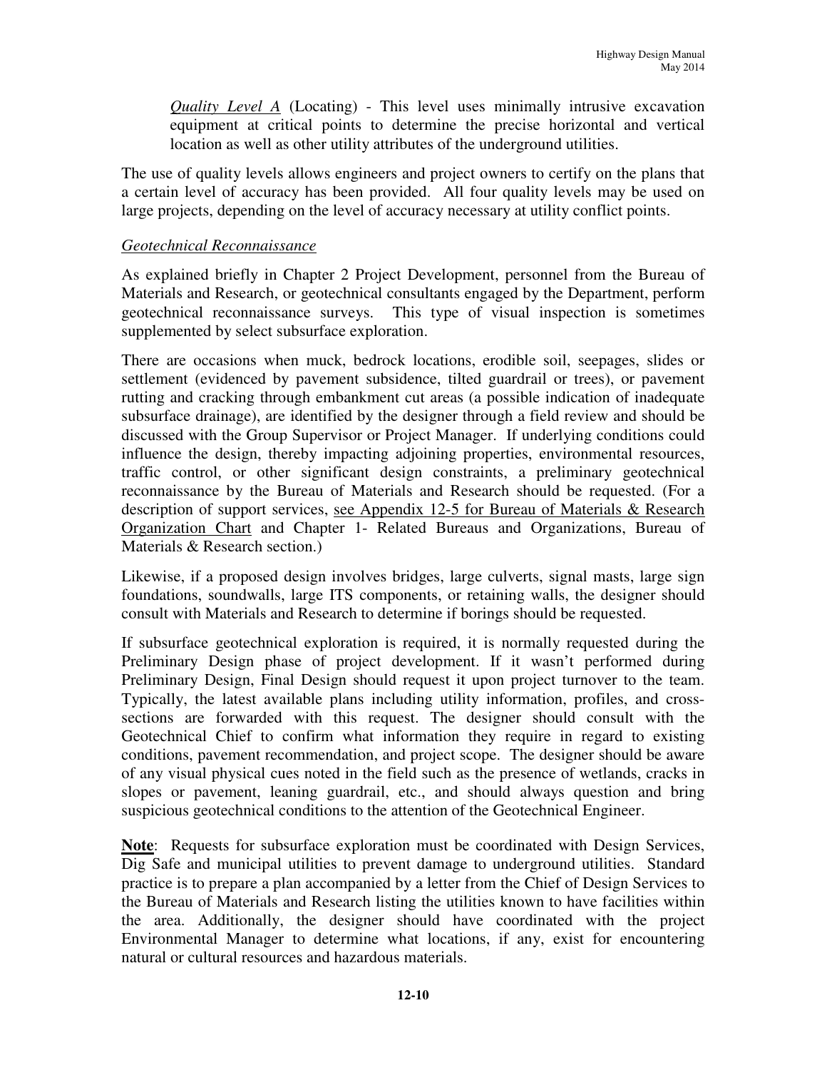*Quality Level A* (Locating) - This level uses minimally intrusive excavation equipment at critical points to determine the precise horizontal and vertical location as well as other utility attributes of the underground utilities.

The use of quality levels allows engineers and project owners to certify on the plans that a certain level of accuracy has been provided. All four quality levels may be used on large projects, depending on the level of accuracy necessary at utility conflict points.

*Geotechnical Reconnaissance*

As explained briefly in Chapter 2 Project Development, personnel from the Bureau of Materials and Research, or geotechnical consultants engaged by the Department, perform geotechnical reconnaissance surveys. This type of visual inspection is sometimes supplemented by select subsurface exploration.

There are occasions when muck, bedrock locations, erodible soil, seepages, slides or settlement (evidenced by pavement subsidence, tilted guardrail or trees), or pavement rutting and cracking through embankment cut areas (a possible indication of inadequate subsurface drainage), are identified by the designer through a field review and should be discussed with the Group Supervisor or Project Manager. If underlying conditions could influence the design, thereby impacting adjoining properties, environmental resources, traffic control, or other significant design constraints, a preliminary geotechnical reconnaissance by the Bureau of Materials and Research should be requested. (For a description of support services, see Appendix 12-5 for Bureau of Materials & Research Organization Chart and Chapter 1- Related Bureaus and Organizations, Bureau of Materials & Research section.)

Likewise, if a proposed design involves bridges, large culverts, signal masts, large sign foundations, soundwalls, large ITS components, or retaining walls, the designer should consult with Materials and Research to determine if borings should be requested.

If subsurface geotechnical exploration is required, it is normally requested during the Preliminary Design phase of project development. If it wasn't performed during Preliminary Design, Final Design should request it upon project turnover to the team. Typically, the latest available plans including utility information, profiles, and cross-sections are forwarded with this request. The designer should consult with the Geotechnical Chief to confirm what information they require in regard to existing conditions, pavement recommendation, and project scope. The designer should be aware of any visual physical cues noted in the field such as the presence of wetlands, cracks in slopes or pavement, leaning guardrail, etc., and should always question and bring suspicious geotechnical conditions to the attention of the Geotechnical Engineer.

**Note**: Requests for subsurface exploration must be coordinated with Design Services, Dig Safe and municipal utilities to prevent damage to underground utilities. Standard practice is to prepare a plan accompanied by a letter from the Chief of Design Services to the Bureau of Materials and Research listing the utilities known to have facilities within the area. Additionally, the designer should have coordinated with the project Environmental Manager to determine what locations, if any, exist for encountering natural or cultural resources and hazardous materials.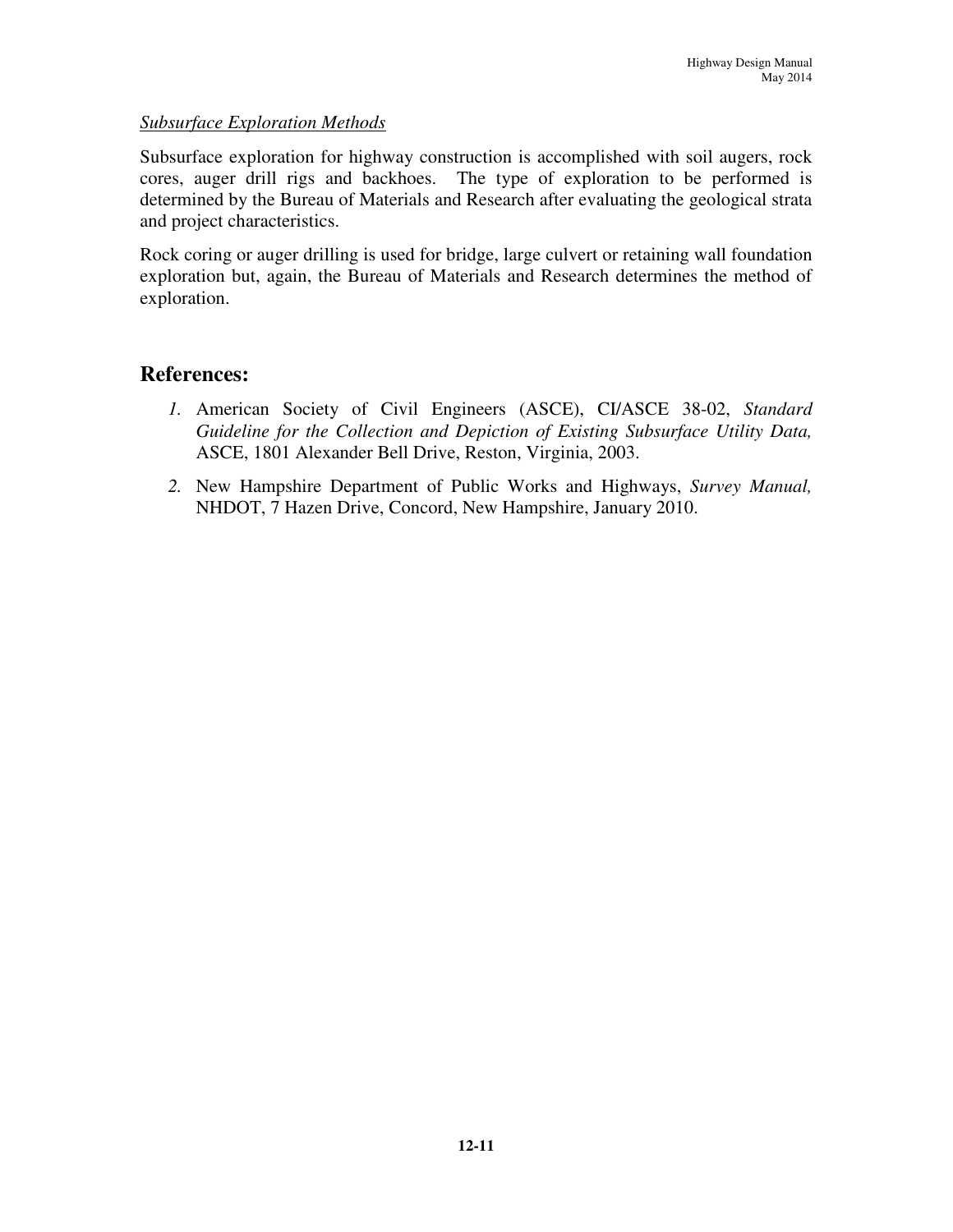*Subsurface Exploration Methods*

Subsurface exploration for highway construction is accomplished with soil augers, rock cores, auger drill rigs and backhoes. The type of exploration to be performed is determined by the Bureau of Materials and Research after evaluating the geological strata and project characteristics.

Rock coring or auger drilling is used for bridge, large culvert or retaining wall foundation exploration but, again, the Bureau of Materials and Research determines the method of exploration.

## References:

1. American Society of Civil Engineers (ASCE), CI/ASCE 38-02, *Standard Guideline for the Collection and Depiction of Existing Subsurface Utility Data,* ASCE, 1801 Alexander Bell Drive, Reston, Virginia, 2003.
2. New Hampshire Department of Public Works and Highways, *Survey Manual,* NHDOT, 7 Hazen Drive, Concord, New Hampshire, January 2010.